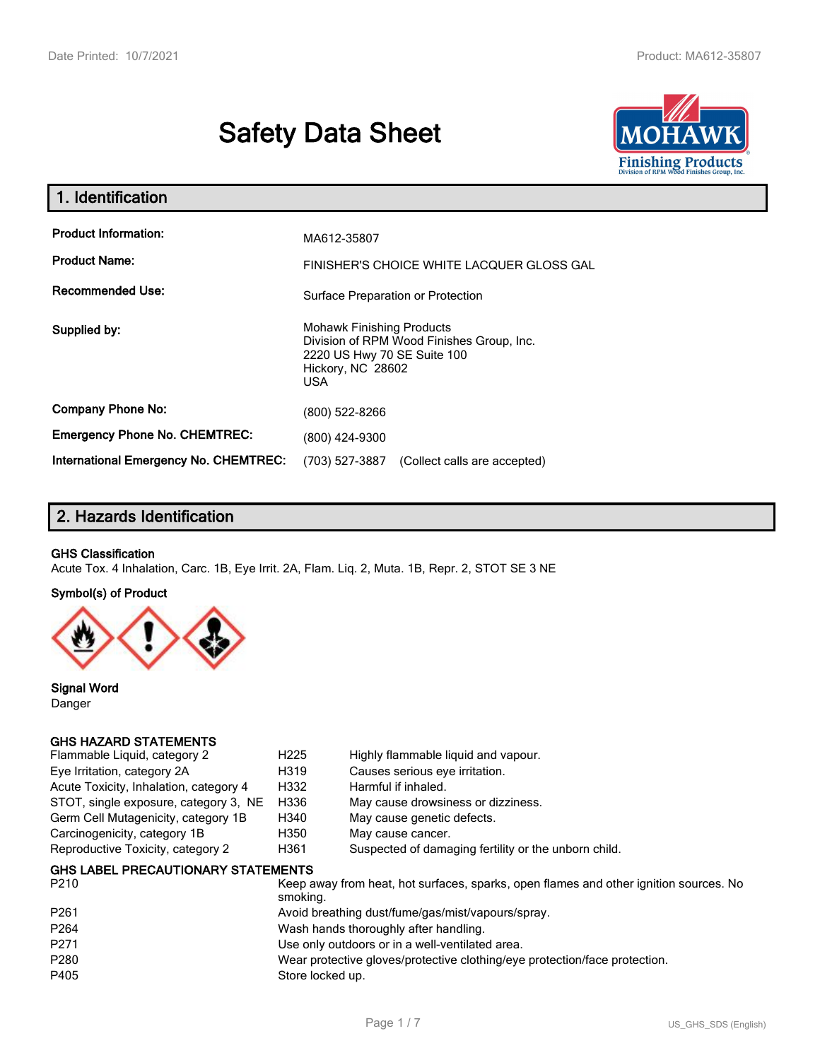# Safety Data Sheet

## 1. Identification

| | |
|---|---|
| **Product Information:** | MA612-35807 |
| **Product Name:** | FINISHER'S CHOICE WHITE LACQUER GLOSS GAL |
| **Recommended Use:** | Surface Preparation or Protection |
| **Supplied by:** | Mohawk Finishing Products<br>Division of RPM Wood Finishes Group, Inc.<br>2220 US Hwy 70 SE Suite 100<br>Hickory, NC 28602<br>USA |
| **Company Phone No:** | (800) 522-8266 |
| **Emergency Phone No. CHEMTREC:** | (800) 424-9300 |
| **International Emergency No. CHEMTREC:** | (703) 527-3887 (Collect calls are accepted) |

## 2. Hazards Identification

**GHS Classification**

Acute Tox. 4 Inhalation, Carc. 1B, Eye Irrit. 2A, Flam. Liq. 2, Muta. 1B, Repr. 2, STOT SE 3 NE

**Symbol(s) of Product**

**Signal Word**

Danger

**GHS HAZARD STATEMENTS**

| | | |
|---|---|---|
| Flammable Liquid, category 2 | H225 | Highly flammable liquid and vapour. |
| Eye Irritation, category 2A | H319 | Causes serious eye irritation. |
| Acute Toxicity, Inhalation, category 4 | H332 | Harmful if inhaled. |
| STOT, single exposure, category 3, NE | H336 | May cause drowsiness or dizziness. |
| Germ Cell Mutagenicity, category 1B | H340 | May cause genetic defects. |
| Carcinogenicity, category 1B | H350 | May cause cancer. |
| Reproductive Toxicity, category 2 | H361 | Suspected of damaging fertility or the unborn child. |

**GHS LABEL PRECAUTIONARY STATEMENTS**

| | |
|---|---|
| P210 | Keep away from heat, hot surfaces, sparks, open flames and other ignition sources. No smoking. |
| P261 | Avoid breathing dust/fume/gas/mist/vapours/spray. |
| P264 | Wash hands thoroughly after handling. |
| P271 | Use only outdoors or in a well-ventilated area. |
| P280 | Wear protective gloves/protective clothing/eye protection/face protection. |
| P405 | Store locked up. |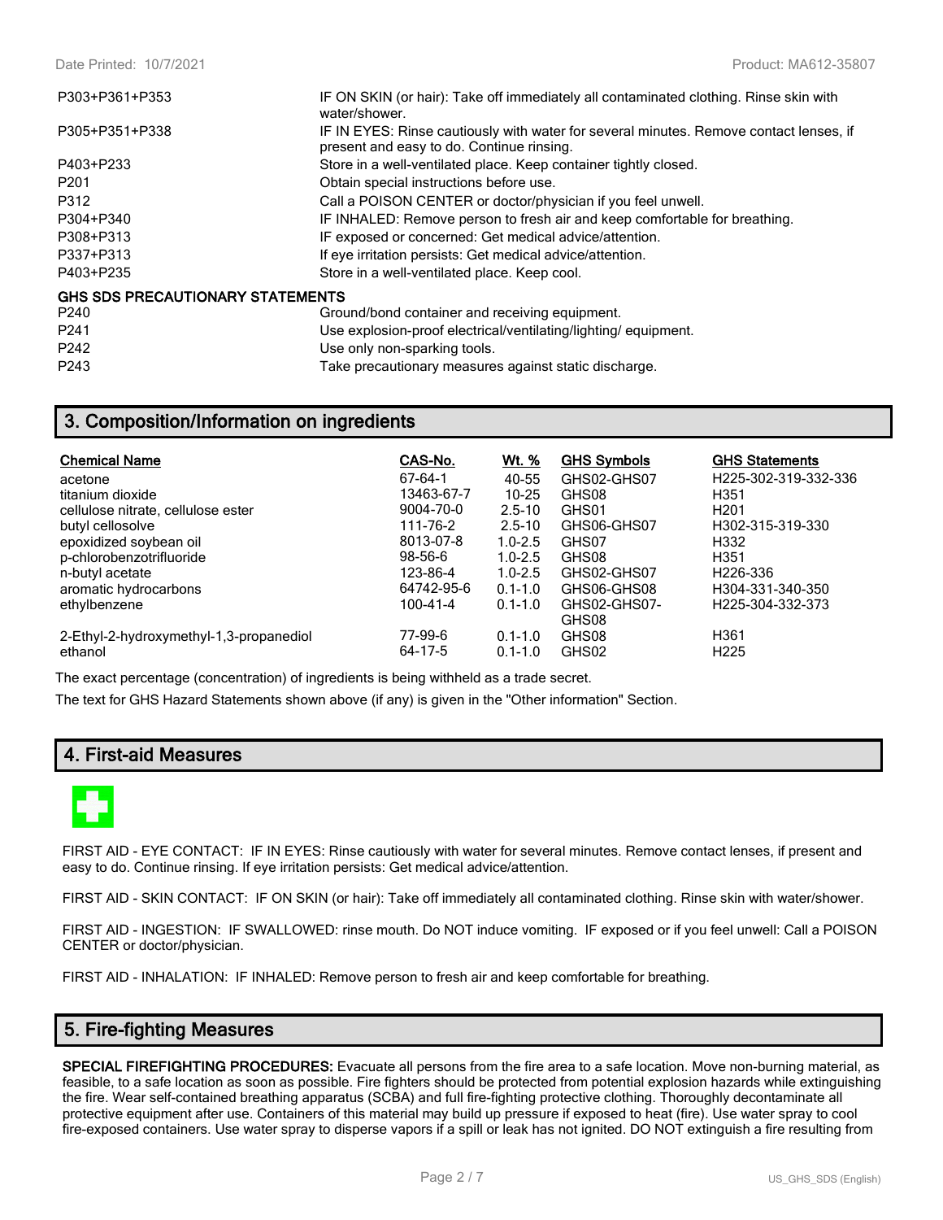| | |
|---|---|
| P303+P361+P353 | IF ON SKIN (or hair): Take off immediately all contaminated clothing. Rinse skin with water/shower. |
| P305+P351+P338 | IF IN EYES: Rinse cautiously with water for several minutes. Remove contact lenses, if present and easy to do. Continue rinsing. |
| P403+P233 | Store in a well-ventilated place. Keep container tightly closed. |
| P201 | Obtain special instructions before use. |
| P312 | Call a POISON CENTER or doctor/physician if you feel unwell. |
| P304+P340 | IF INHALED: Remove person to fresh air and keep comfortable for breathing. |
| P308+P313 | IF exposed or concerned: Get medical advice/attention. |
| P337+P313 | If eye irritation persists: Get medical advice/attention. |
| P403+P235 | Store in a well-ventilated place. Keep cool. |

**GHS SDS PRECAUTIONARY STATEMENTS**

| | |
|---|---|
| P240 | Ground/bond container and receiving equipment. |
| P241 | Use explosion-proof electrical/ventilating/lighting/ equipment. |
| P242 | Use only non-sparking tools. |
| P243 | Take precautionary measures against static discharge. |

## 3. Composition/Information on ingredients

| Chemical Name | CAS-No. | Wt. % | GHS Symbols | GHS Statements |
|---|---|---|---|---|
| acetone | 67-64-1 | 40-55 | GHS02-GHS07 | H225-302-319-332-336 |
| titanium dioxide | 13463-67-7 | 10-25 | GHS08 | H351 |
| cellulose nitrate, cellulose ester | 9004-70-0 | 2.5-10 | GHS01 | H201 |
| butyl cellosolve | 111-76-2 | 2.5-10 | GHS06-GHS07 | H302-315-319-330 |
| epoxidized soybean oil | 8013-07-8 | 1.0-2.5 | GHS07 | H332 |
| p-chlorobenzotrifluoride | 98-56-6 | 1.0-2.5 | GHS08 | H351 |
| n-butyl acetate | 123-86-4 | 1.0-2.5 | GHS02-GHS07 | H226-336 |
| aromatic hydrocarbons | 64742-95-6 | 0.1-1.0 | GHS06-GHS08 | H304-331-340-350 |
| ethylbenzene | 100-41-4 | 0.1-1.0 | GHS02-GHS07-GHS08 | H225-304-332-373 |
| 2-Ethyl-2-hydroxymethyl-1,3-propanediol | 77-99-6 | 0.1-1.0 | GHS08 | H361 |
| ethanol | 64-17-5 | 0.1-1.0 | GHS02 | H225 |

The exact percentage (concentration) of ingredients is being withheld as a trade secret.

The text for GHS Hazard Statements shown above (if any) is given in the "Other information" Section.

## 4. First-aid Measures

FIRST AID - EYE CONTACT: IF IN EYES: Rinse cautiously with water for several minutes. Remove contact lenses, if present and easy to do. Continue rinsing. If eye irritation persists: Get medical advice/attention.

FIRST AID - SKIN CONTACT: IF ON SKIN (or hair): Take off immediately all contaminated clothing. Rinse skin with water/shower.

FIRST AID - INGESTION: IF SWALLOWED: rinse mouth. Do NOT induce vomiting. IF exposed or if you feel unwell: Call a POISON CENTER or doctor/physician.

FIRST AID - INHALATION: IF INHALED: Remove person to fresh air and keep comfortable for breathing.

## 5. Fire-fighting Measures

**SPECIAL FIREFIGHTING PROCEDURES:** Evacuate all persons from the fire area to a safe location. Move non-burning material, as feasible, to a safe location as soon as possible. Fire fighters should be protected from potential explosion hazards while extinguishing the fire. Wear self-contained breathing apparatus (SCBA) and full fire-fighting protective clothing. Thoroughly decontaminate all protective equipment after use. Containers of this material may build up pressure if exposed to heat (fire). Use water spray to cool fire-exposed containers. Use water spray to disperse vapors if a spill or leak has not ignited. DO NOT extinguish a fire resulting from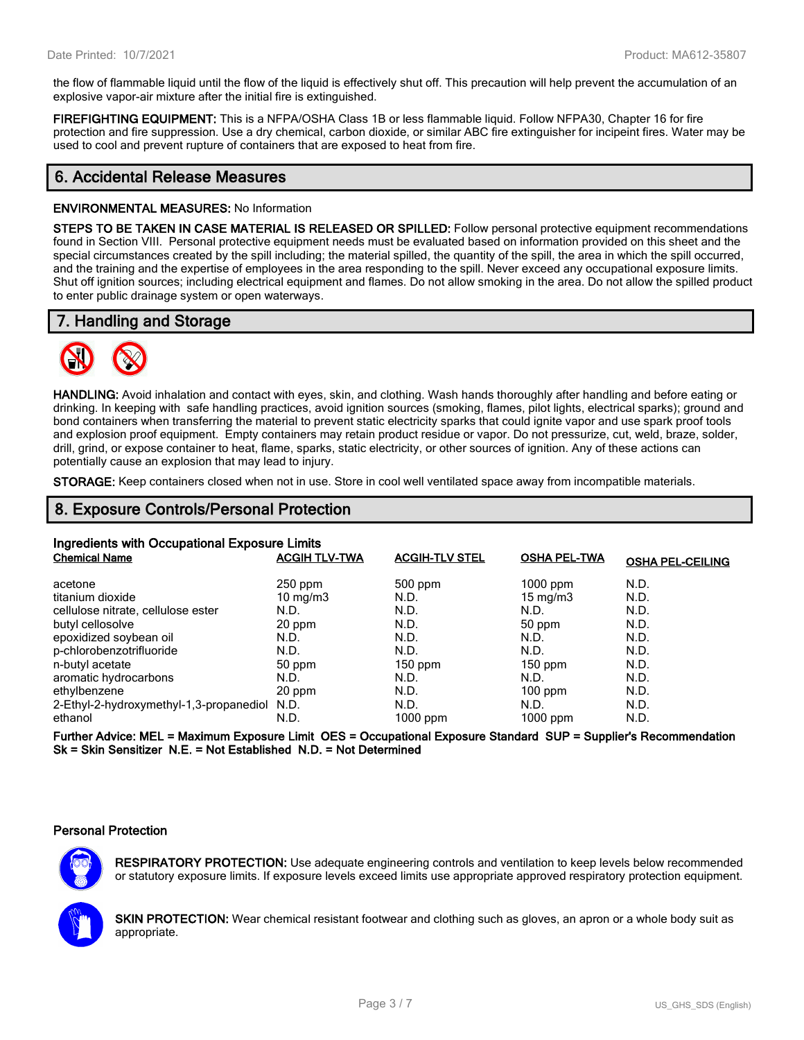the flow of flammable liquid until the flow of the liquid is effectively shut off. This precaution will help prevent the accumulation of an explosive vapor-air mixture after the initial fire is extinguished.

**FIREFIGHTING EQUIPMENT:** This is a NFPA/OSHA Class 1B or less flammable liquid. Follow NFPA30, Chapter 16 for fire protection and fire suppression. Use a dry chemical, carbon dioxide, or similar ABC fire extinguisher for incipeint fires. Water may be used to cool and prevent rupture of containers that are exposed to heat from fire.

## 6. Accidental Release Measures

**ENVIRONMENTAL MEASURES:** No Information

**STEPS TO BE TAKEN IN CASE MATERIAL IS RELEASED OR SPILLED:** Follow personal protective equipment recommendations found in Section VIII. Personal protective equipment needs must be evaluated based on information provided on this sheet and the special circumstances created by the spill including; the material spilled, the quantity of the spill, the area in which the spill occurred, and the training and the expertise of employees in the area responding to the spill. Never exceed any occupational exposure limits. Shut off ignition sources; including electrical equipment and flames. Do not allow smoking in the area. Do not allow the spilled product to enter public drainage system or open waterways.

## 7. Handling and Storage

**HANDLING:** Avoid inhalation and contact with eyes, skin, and clothing. Wash hands thoroughly after handling and before eating or drinking. In keeping with safe handling practices, avoid ignition sources (smoking, flames, pilot lights, electrical sparks); ground and bond containers when transferring the material to prevent static electricity sparks that could ignite vapor and use spark proof tools and explosion proof equipment. Empty containers may retain product residue or vapor. Do not pressurize, cut, weld, braze, solder, drill, grind, or expose container to heat, flame, sparks, static electricity, or other sources of ignition. Any of these actions can potentially cause an explosion that may lead to injury.

**STORAGE:** Keep containers closed when not in use. Store in cool well ventilated space away from incompatible materials.

## 8. Exposure Controls/Personal Protection

### Ingredients with Occupational Exposure Limits

| Chemical Name | ACGIH TLV-TWA | ACGIH-TLV STEL | OSHA PEL-TWA | OSHA PEL-CEILING |
|---|---|---|---|---|
| acetone | 250 ppm | 500 ppm | 1000 ppm | N.D. |
| titanium dioxide | 10 mg/m3 | N.D. | 15 mg/m3 | N.D. |
| cellulose nitrate, cellulose ester | N.D. | N.D. | N.D. | N.D. |
| butyl cellosolve | 20 ppm | N.D. | 50 ppm | N.D. |
| epoxidized soybean oil | N.D. | N.D. | N.D. | N.D. |
| p-chlorobenzotrifluoride | N.D. | N.D. | N.D. | N.D. |
| n-butyl acetate | 50 ppm | 150 ppm | 150 ppm | N.D. |
| aromatic hydrocarbons | N.D. | N.D. | N.D. | N.D. |
| ethylbenzene | 20 ppm | N.D. | 100 ppm | N.D. |
| 2-Ethyl-2-hydroxymethyl-1,3-propanediol | N.D. | N.D. | N.D. | N.D. |
| ethanol | N.D. | 1000 ppm | 1000 ppm | N.D. |

**Further Advice: MEL = Maximum Exposure Limit OES = Occupational Exposure Standard SUP = Supplier's Recommendation Sk = Skin Sensitizer N.E. = Not Established N.D. = Not Determined**

### Personal Protection

**RESPIRATORY PROTECTION:** Use adequate engineering controls and ventilation to keep levels below recommended or statutory exposure limits. If exposure levels exceed limits use appropriate approved respiratory protection equipment.

**SKIN PROTECTION:** Wear chemical resistant footwear and clothing such as gloves, an apron or a whole body suit as appropriate.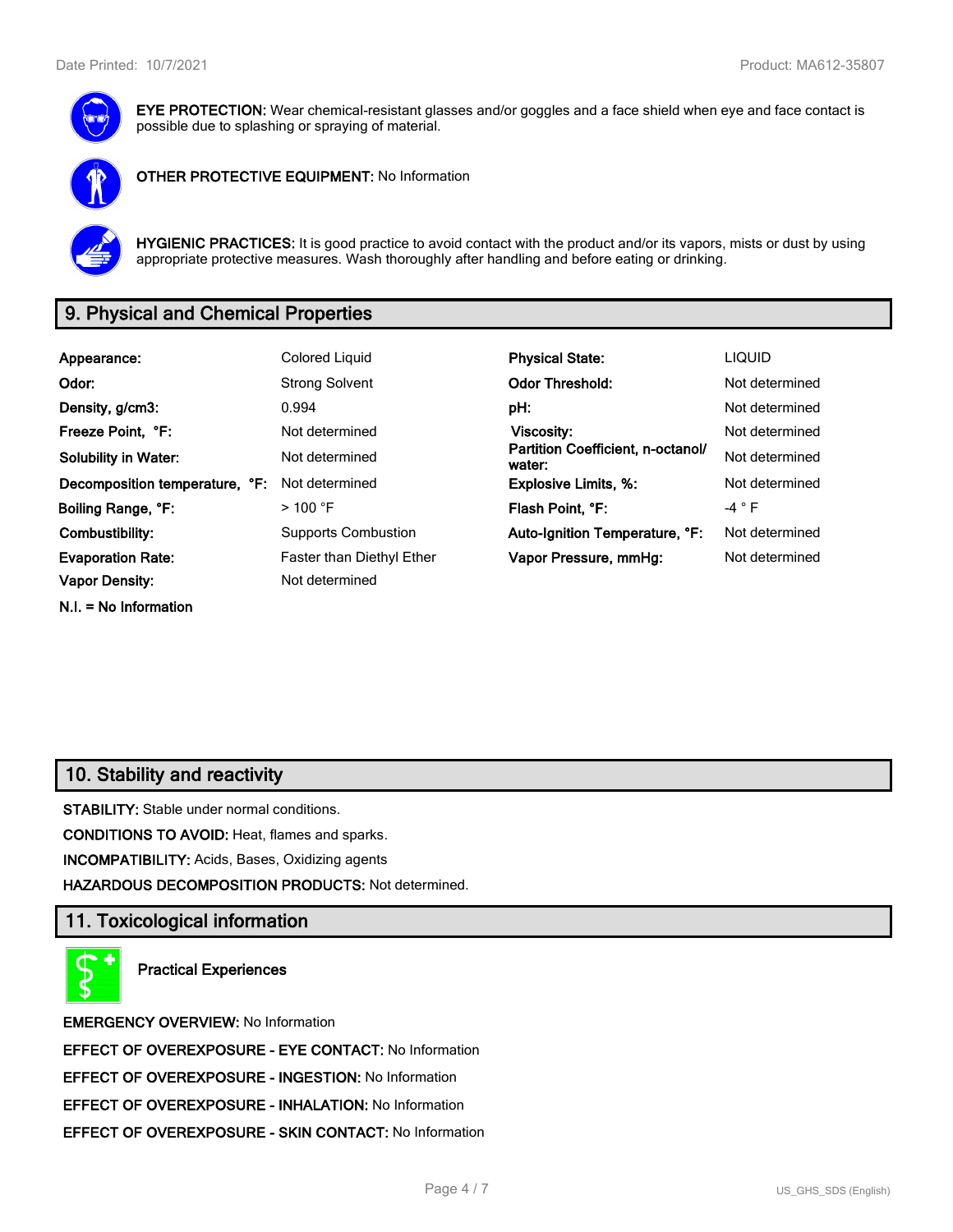**EYE PROTECTION:** Wear chemical-resistant glasses and/or goggles and a face shield when eye and face contact is possible due to splashing or spraying of material.

**OTHER PROTECTIVE EQUIPMENT:** No Information

**HYGIENIC PRACTICES:** It is good practice to avoid contact with the product and/or its vapors, mists or dust by using appropriate protective measures. Wash thoroughly after handling and before eating or drinking.

## 9. Physical and Chemical Properties

| | | | |
|---|---|---|---|
| **Appearance:** | Colored Liquid | **Physical State:** | LIQUID |
| **Odor:** | Strong Solvent | **Odor Threshold:** | Not determined |
| **Density, g/cm3:** | 0.994 | **pH:** | Not determined |
| **Freeze Point, °F:** | Not determined | **Viscosity:** | Not determined |
| **Solubility in Water:** | Not determined | **Partition Coefficient, n-octanol/ water:** | Not determined |
| **Decomposition temperature, °F:** | Not determined | **Explosive Limits, %:** | Not determined |
| **Boiling Range, °F:** | > 100 °F | **Flash Point, °F:** | -4 ° F |
| **Combustibility:** | Supports Combustion | **Auto-Ignition Temperature, °F:** | Not determined |
| **Evaporation Rate:** | Faster than Diethyl Ether | **Vapor Pressure, mmHg:** | Not determined |
| **Vapor Density:** | Not determined | | |

**N.I. = No Information**

## 10. Stability and reactivity

**STABILITY:** Stable under normal conditions.

**CONDITIONS TO AVOID:** Heat, flames and sparks.

**INCOMPATIBILITY:** Acids, Bases, Oxidizing agents

**HAZARDOUS DECOMPOSITION PRODUCTS:** Not determined.

## 11. Toxicological information

**Practical Experiences**

**EMERGENCY OVERVIEW:** No Information

**EFFECT OF OVEREXPOSURE - EYE CONTACT:** No Information

**EFFECT OF OVEREXPOSURE - INGESTION:** No Information

**EFFECT OF OVEREXPOSURE - INHALATION:** No Information

**EFFECT OF OVEREXPOSURE - SKIN CONTACT:** No Information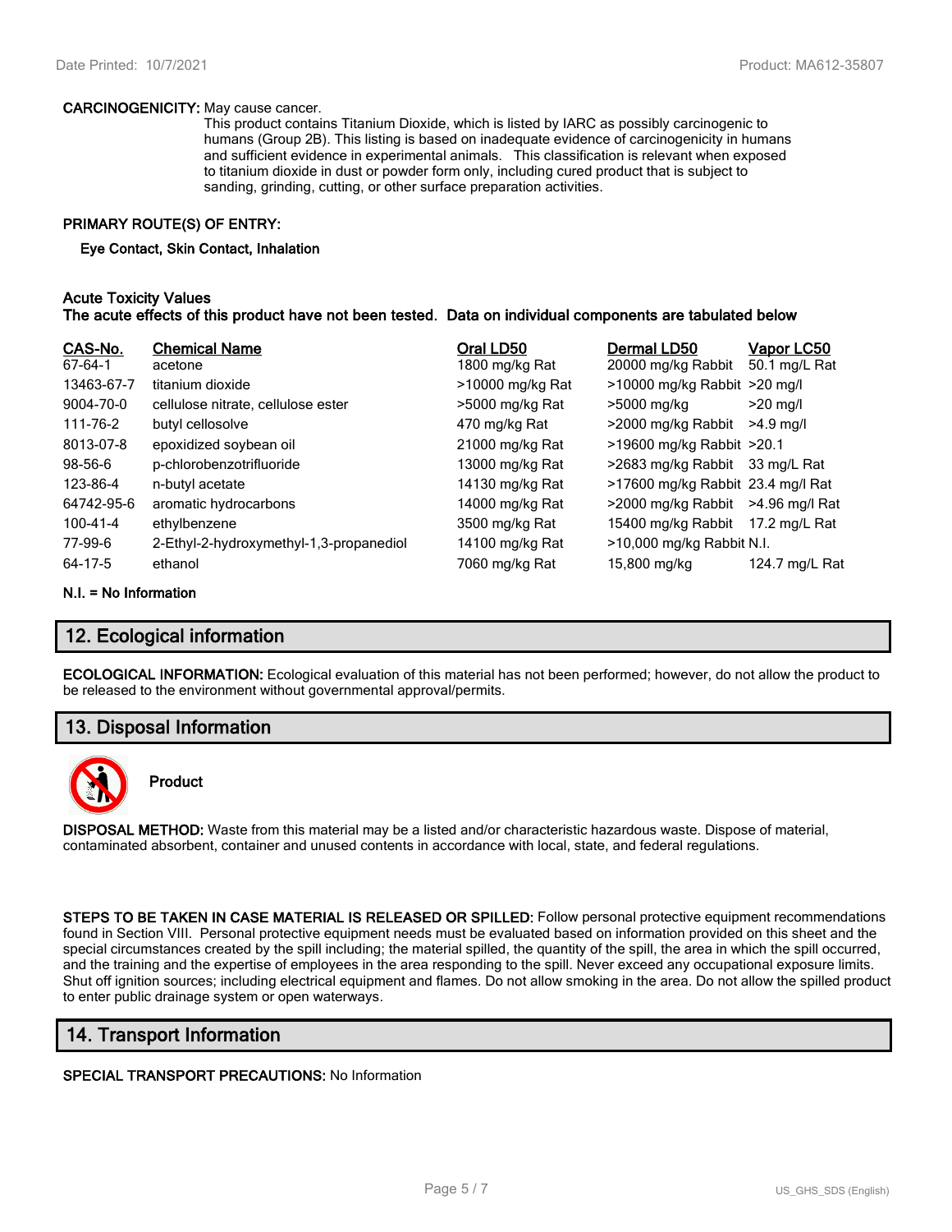**CARCINOGENICITY:** May cause cancer.

This product contains Titanium Dioxide, which is listed by IARC as possibly carcinogenic to humans (Group 2B). This listing is based on inadequate evidence of carcinogenicity in humans and sufficient evidence in experimental animals. This classification is relevant when exposed to titanium dioxide in dust or powder form only, including cured product that is subject to sanding, grinding, cutting, or other surface preparation activities.

**PRIMARY ROUTE(S) OF ENTRY:**

**Eye Contact, Skin Contact, Inhalation**

**Acute Toxicity Values**
**The acute effects of this product have not been tested. Data on individual components are tabulated below**

| CAS-No. | Chemical Name | Oral LD50 | Dermal LD50 | Vapor LC50 |
|---|---|---|---|---|
| 67-64-1 | acetone | 1800 mg/kg Rat | 20000 mg/kg Rabbit | 50.1 mg/L Rat |
| 13463-67-7 | titanium dioxide | >10000 mg/kg Rat | >10000 mg/kg Rabbit | >20 mg/l |
| 9004-70-0 | cellulose nitrate, cellulose ester | >5000 mg/kg Rat | >5000 mg/kg | >20 mg/l |
| 111-76-2 | butyl cellosolve | 470 mg/kg Rat | >2000 mg/kg Rabbit | >4.9 mg/l |
| 8013-07-8 | epoxidized soybean oil | 21000 mg/kg Rat | >19600 mg/kg Rabbit | >20.1 |
| 98-56-6 | p-chlorobenzotrifluoride | 13000 mg/kg Rat | >2683 mg/kg Rabbit | 33 mg/L Rat |
| 123-86-4 | n-butyl acetate | 14130 mg/kg Rat | >17600 mg/kg Rabbit | 23.4 mg/l Rat |
| 64742-95-6 | aromatic hydrocarbons | 14000 mg/kg Rat | >2000 mg/kg Rabbit | >4.96 mg/l Rat |
| 100-41-4 | ethylbenzene | 3500 mg/kg Rat | 15400 mg/kg Rabbit | 17.2 mg/L Rat |
| 77-99-6 | 2-Ethyl-2-hydroxymethyl-1,3-propanediol | 14100 mg/kg Rat | >10,000 mg/kg Rabbit | N.I. |
| 64-17-5 | ethanol | 7060 mg/kg Rat | 15,800 mg/kg | 124.7 mg/L Rat |

**N.I. = No Information**

## 12. Ecological information

**ECOLOGICAL INFORMATION:** Ecological evaluation of this material has not been performed; however, do not allow the product to be released to the environment without governmental approval/permits.

## 13. Disposal Information

**Product**

**DISPOSAL METHOD:** Waste from this material may be a listed and/or characteristic hazardous waste. Dispose of material, contaminated absorbent, container and unused contents in accordance with local, state, and federal regulations.

**STEPS TO BE TAKEN IN CASE MATERIAL IS RELEASED OR SPILLED:** Follow personal protective equipment recommendations found in Section VIII. Personal protective equipment needs must be evaluated based on information provided on this sheet and the special circumstances created by the spill including; the material spilled, the quantity of the spill, the area in which the spill occurred, and the training and the expertise of employees in the area responding to the spill. Never exceed any occupational exposure limits. Shut off ignition sources; including electrical equipment and flames. Do not allow smoking in the area. Do not allow the spilled product to enter public drainage system or open waterways.

## 14. Transport Information

**SPECIAL TRANSPORT PRECAUTIONS:** No Information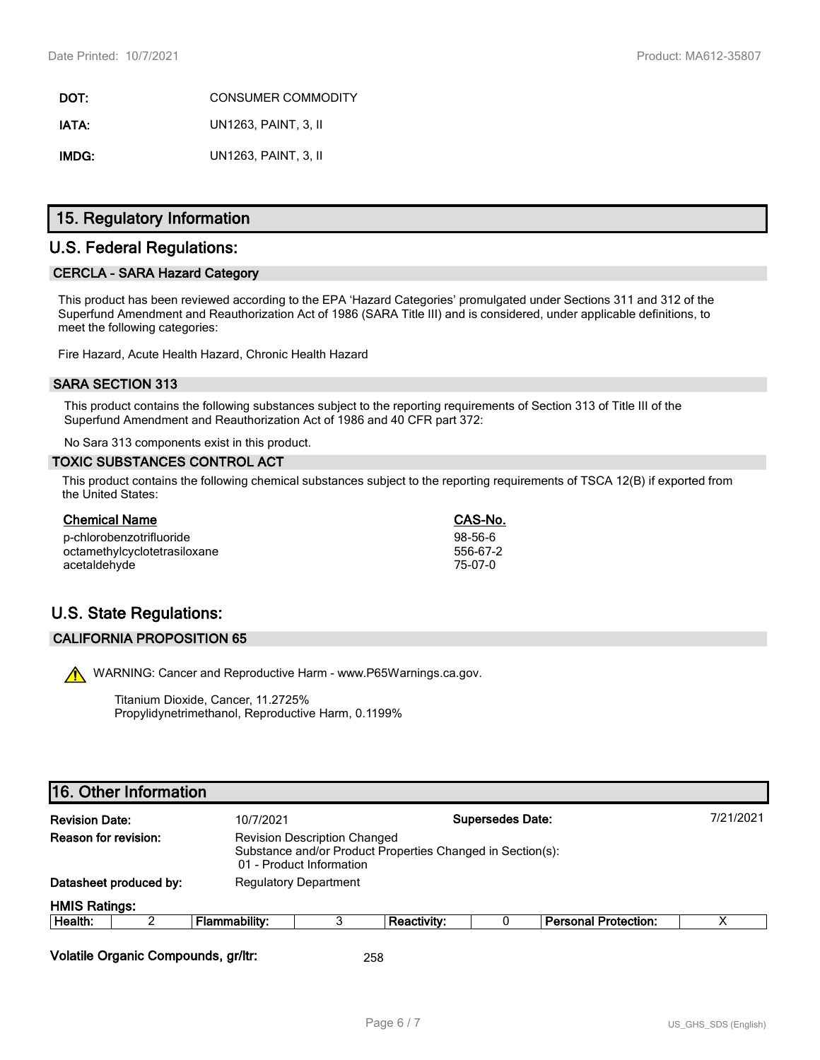**DOT:** CONSUMER COMMODITY

**IATA:** UN1263, PAINT, 3, II

**IMDG:** UN1263, PAINT, 3, II

## 15. Regulatory Information

## U.S. Federal Regulations:

### CERCLA - SARA Hazard Category

This product has been reviewed according to the EPA 'Hazard Categories' promulgated under Sections 311 and 312 of the Superfund Amendment and Reauthorization Act of 1986 (SARA Title III) and is considered, under applicable definitions, to meet the following categories:

Fire Hazard, Acute Health Hazard, Chronic Health Hazard

### SARA SECTION 313

This product contains the following substances subject to the reporting requirements of Section 313 of Title III of the Superfund Amendment and Reauthorization Act of 1986 and 40 CFR part 372:

No Sara 313 components exist in this product.

### TOXIC SUBSTANCES CONTROL ACT

This product contains the following chemical substances subject to the reporting requirements of TSCA 12(B) if exported from the United States:

| Chemical Name | CAS-No. |
|---|---|
| p-chlorobenzotrifluoride | 98-56-6 |
| octamethylcyclotetrasiloxane | 556-67-2 |
| acetaldehyde | 75-07-0 |

## U.S. State Regulations:

### CALIFORNIA PROPOSITION 65

⚠ WARNING: Cancer and Reproductive Harm - www.P65Warnings.ca.gov.

Titanium Dioxide, Cancer, 11.2725%
Propylidynetrimethanol, Reproductive Harm, 0.1199%

## 16. Other Information

**Revision Date:** 10/7/2021 **Supersedes Date:** 7/21/2021

**Reason for revision:** Revision Description Changed
Substance and/or Product Properties Changed in Section(s):
01 - Product Information

**Datasheet produced by:** Regulatory Department

**HMIS Ratings:**

| Health: | 2 | Flammability: | 3 | Reactivity: | 0 | Personal Protection: | X |
|---|---|---|---|---|---|---|---|

**Volatile Organic Compounds, gr/ltr:** 258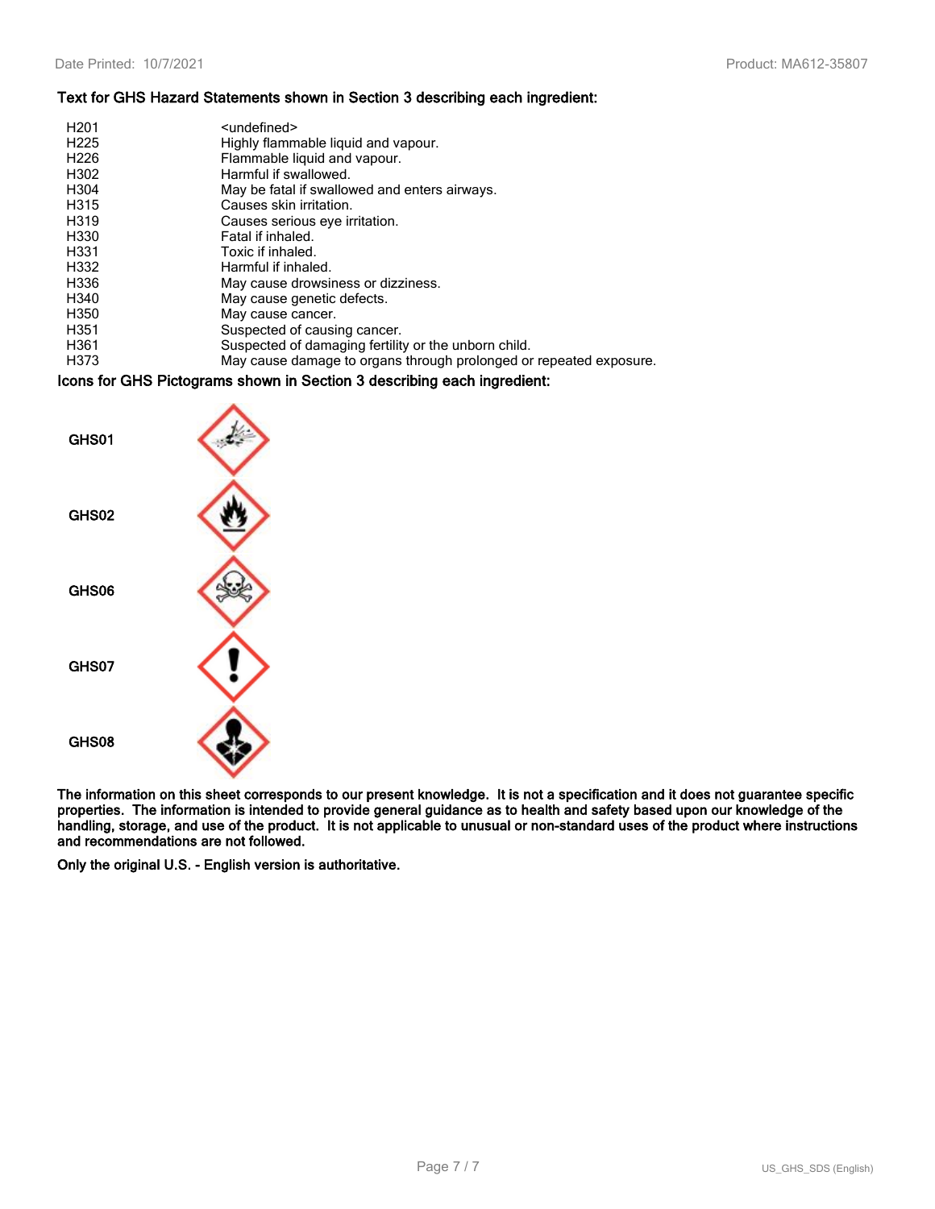### Text for GHS Hazard Statements shown in Section 3 describing each ingredient:

| | |
|---|---|
| H201 | <undefined> |
| H225 | Highly flammable liquid and vapour. |
| H226 | Flammable liquid and vapour. |
| H302 | Harmful if swallowed. |
| H304 | May be fatal if swallowed and enters airways. |
| H315 | Causes skin irritation. |
| H319 | Causes serious eye irritation. |
| H330 | Fatal if inhaled. |
| H331 | Toxic if inhaled. |
| H332 | Harmful if inhaled. |
| H336 | May cause drowsiness or dizziness. |
| H340 | May cause genetic defects. |
| H350 | May cause cancer. |
| H351 | Suspected of causing cancer. |
| H361 | Suspected of damaging fertility or the unborn child. |
| H373 | May cause damage to organs through prolonged or repeated exposure. |

### Icons for GHS Pictograms shown in Section 3 describing each ingredient:

GHS01

GHS02

GHS06

GHS07

GHS08

**The information on this sheet corresponds to our present knowledge. It is not a specification and it does not guarantee specific properties. The information is intended to provide general guidance as to health and safety based upon our knowledge of the handling, storage, and use of the product. It is not applicable to unusual or non-standard uses of the product where instructions and recommendations are not followed.**

**Only the original U.S. - English version is authoritative.**